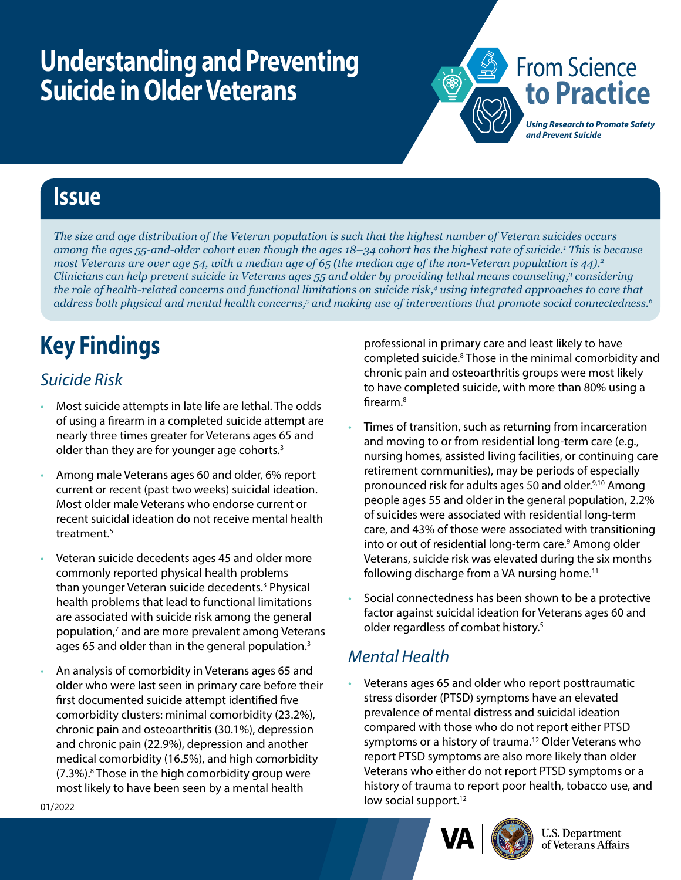# Understanding and Preventing Suicide in Older Veterans

From Science to Practice

*Using Research to Promote Safety and Prevent Suicide*

## Issue

*The size and age distribution of the Veteran population is such that the highest number of Veteran suicides occurs among the ages 55-and-older cohort even though the ages 18–34 cohort has the highest rate of suicide.[1] This is because most Veterans are over age 54, with a median age of 65 (the median age of the non-Veteran population is 44).[2] Clinicians can help prevent suicide in Veterans ages 55 and older by providing lethal means counseling,[3] considering the role of health-related concerns and functional limitations on suicide risk,[4] using integrated approaches to care that address both physical and mental health concerns,[5] and making use of interventions that promote social connectedness.[6]*

# Key Findings

### *Suicide Risk*

- Most suicide attempts in late life are lethal. The odds of using a firearm in a completed suicide attempt are nearly three times greater for Veterans ages 65 and older than they are for younger age cohorts.[3]
- Among male Veterans ages 60 and older, 6% report current or recent (past two weeks) suicidal ideation. Most older male Veterans who endorse current or recent suicidal ideation do not receive mental health treatment.[5]
- Veteran suicide decedents ages 45 and older more commonly reported physical health problems than younger Veteran suicide decedents.[3] Physical health problems that lead to functional limitations are associated with suicide risk among the general population,[7] and are more prevalent among Veterans ages 65 and older than in the general population.[3]
- An analysis of comorbidity in Veterans ages 65 and older who were last seen in primary care before their first documented suicide attempt identified five comorbidity clusters: minimal comorbidity (23.2%), chronic pain and osteoarthritis (30.1%), depression and chronic pain (22.9%), depression and another medical comorbidity (16.5%), and high comorbidity (7.3%).[8] Those in the high comorbidity group were most likely to have been seen by a mental health professional in primary care and least likely to have completed suicide.[8] Those in the minimal comorbidity and chronic pain and osteoarthritis groups were most likely to have completed suicide, with more than 80% using a firearm.[8]
- Times of transition, such as returning from incarceration and moving to or from residential long-term care (e.g., nursing homes, assisted living facilities, or continuing care retirement communities), may be periods of especially pronounced risk for adults ages 50 and older.[9,10] Among people ages 55 and older in the general population, 2.2% of suicides were associated with residential long-term care, and 43% of those were associated with transitioning into or out of residential long-term care.[9] Among older Veterans, suicide risk was elevated during the six months following discharge from a VA nursing home.[11]
- Social connectedness has been shown to be a protective factor against suicidal ideation for Veterans ages 60 and older regardless of combat history.[5]

### *Mental Health*

- Veterans ages 65 and older who report posttraumatic stress disorder (PTSD) symptoms have an elevated prevalence of mental distress and suicidal ideation compared with those who do not report either PTSD symptoms or a history of trauma.[12] Older Veterans who report PTSD symptoms are also more likely than older Veterans who either do not report PTSD symptoms or a history of trauma to report poor health, tobacco use, and low social support.[12]

01/2022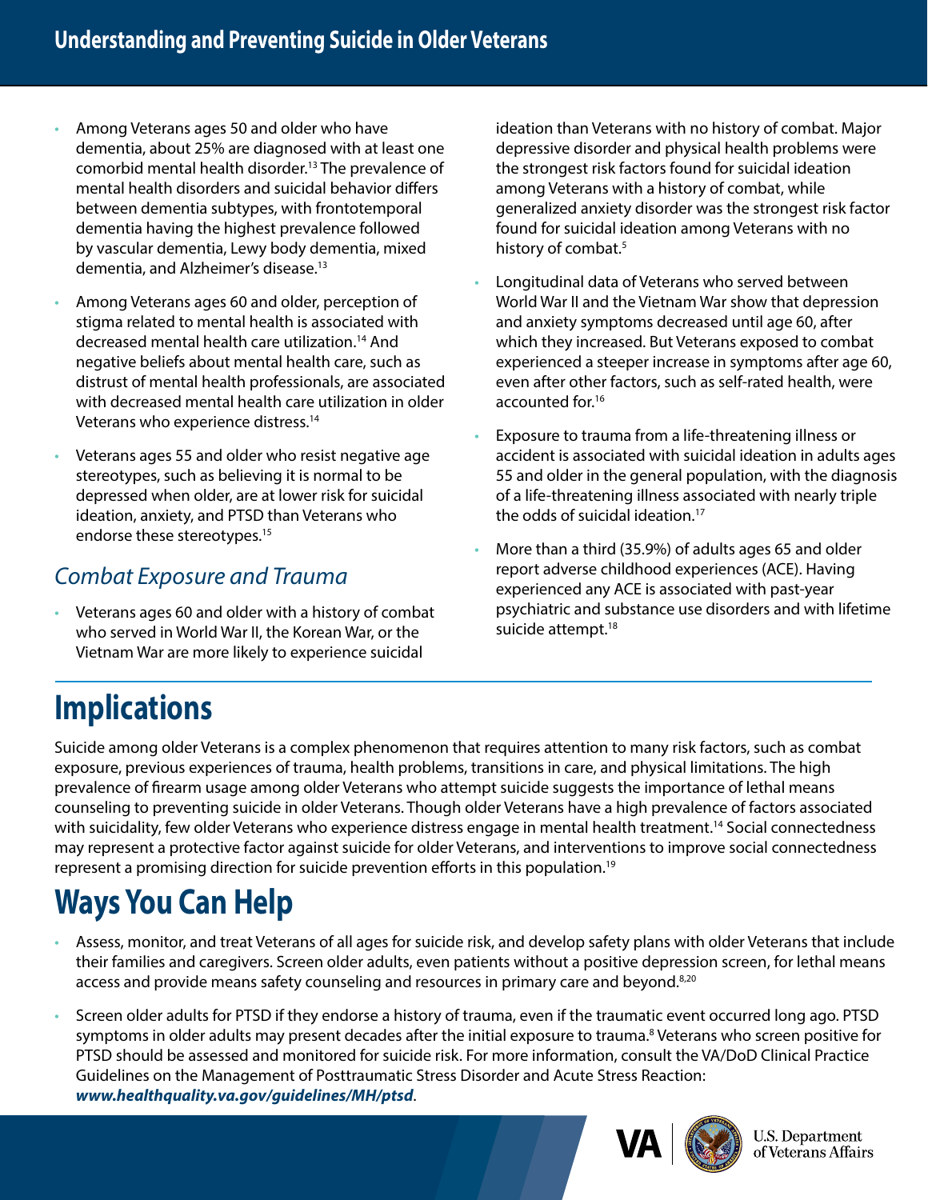- Among Veterans ages 50 and older who have dementia, about 25% are diagnosed with at least one comorbid mental health disorder.[13] The prevalence of mental health disorders and suicidal behavior differs between dementia subtypes, with frontotemporal dementia having the highest prevalence followed by vascular dementia, Lewy body dementia, mixed dementia, and Alzheimer's disease.[13]
- Among Veterans ages 60 and older, perception of stigma related to mental health is associated with decreased mental health care utilization.[14] And negative beliefs about mental health care, such as distrust of mental health professionals, are associated with decreased mental health care utilization in older Veterans who experience distress.[14]
- Veterans ages 55 and older who resist negative age stereotypes, such as believing it is normal to be depressed when older, are at lower risk for suicidal ideation, anxiety, and PTSD than Veterans who endorse these stereotypes.[15]

### *Combat Exposure and Trauma*

- Veterans ages 60 and older with a history of combat who served in World War II, the Korean War, or the Vietnam War are more likely to experience suicidal ideation than Veterans with no history of combat. Major depressive disorder and physical health problems were the strongest risk factors found for suicidal ideation among Veterans with a history of combat, while generalized anxiety disorder was the strongest risk factor found for suicidal ideation among Veterans with no history of combat.[5]
- Longitudinal data of Veterans who served between World War II and the Vietnam War show that depression and anxiety symptoms decreased until age 60, after which they increased. But Veterans exposed to combat experienced a steeper increase in symptoms after age 60, even after other factors, such as self-rated health, were accounted for.[16]
- Exposure to trauma from a life-threatening illness or accident is associated with suicidal ideation in adults ages 55 and older in the general population, with the diagnosis of a life-threatening illness associated with nearly triple the odds of suicidal ideation.[17]
- More than a third (35.9%) of adults ages 65 and older report adverse childhood experiences (ACE). Having experienced any ACE is associated with past-year psychiatric and substance use disorders and with lifetime suicide attempt.[18]

# Implications

Suicide among older Veterans is a complex phenomenon that requires attention to many risk factors, such as combat exposure, previous experiences of trauma, health problems, transitions in care, and physical limitations. The high prevalence of firearm usage among older Veterans who attempt suicide suggests the importance of lethal means counseling to preventing suicide in older Veterans. Though older Veterans have a high prevalence of factors associated with suicidality, few older Veterans who experience distress engage in mental health treatment.[14] Social connectedness may represent a protective factor against suicide for older Veterans, and interventions to improve social connectedness represent a promising direction for suicide prevention efforts in this population.[19]

# Ways You Can Help

- Assess, monitor, and treat Veterans of all ages for suicide risk, and develop safety plans with older Veterans that include their families and caregivers. Screen older adults, even patients without a positive depression screen, for lethal means access and provide means safety counseling and resources in primary care and beyond.[8,20]
- Screen older adults for PTSD if they endorse a history of trauma, even if the traumatic event occurred long ago. PTSD symptoms in older adults may present decades after the initial exposure to trauma.[8] Veterans who screen positive for PTSD should be assessed and monitored for suicide risk. For more information, consult the VA/DoD Clinical Practice Guidelines on the Management of Posttraumatic Stress Disorder and Acute Stress Reaction: ***www.healthquality.va.gov/guidelines/MH/ptsd***.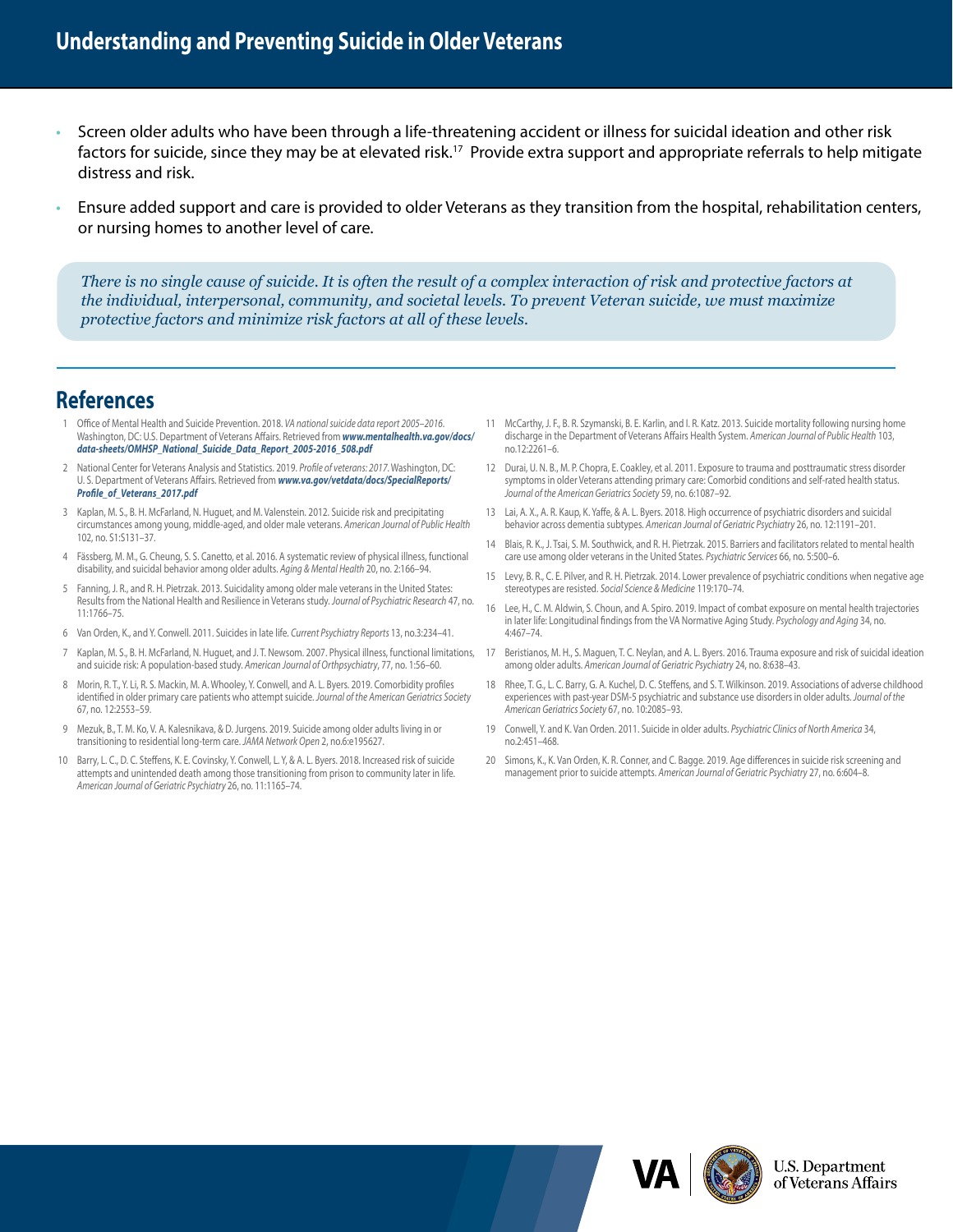- Screen older adults who have been through a life-threatening accident or illness for suicidal ideation and other risk factors for suicide, since they may be at elevated risk.[17] Provide extra support and appropriate referrals to help mitigate distress and risk.
- Ensure added support and care is provided to older Veterans as they transition from the hospital, rehabilitation centers, or nursing homes to another level of care.

*There is no single cause of suicide. It is often the result of a complex interaction of risk and protective factors at the individual, interpersonal, community, and societal levels. To prevent Veteran suicide, we must maximize protective factors and minimize risk factors at all of these levels.*

## References

1. Office of Mental Health and Suicide Prevention. 2018. *VA national suicide data report 2005–2016*. Washington, DC: U.S. Department of Veterans Affairs. Retrieved from ***www.mentalhealth.va.gov/docs/data-sheets/OMHSP_National_Suicide_Data_Report_2005-2016_508.pdf***
2. National Center for Veterans Analysis and Statistics. 2019. *Profile of veterans: 2017*. Washington, DC: U. S. Department of Veterans Affairs. Retrieved from ***www.va.gov/vetdata/docs/SpecialReports/Profile_of_Veterans_2017.pdf***
3. Kaplan, M. S., B. H. McFarland, N. Huguet, and M. Valenstein. 2012. Suicide risk and precipitating circumstances among young, middle-aged, and older male veterans. *American Journal of Public Health* 102, no. S1:S131–37.
4. Fässberg, M. M., G. Cheung, S. S. Canetto, et al. 2016. A systematic review of physical illness, functional disability, and suicidal behavior among older adults. *Aging & Mental Health* 20, no. 2:166–94.
5. Fanning, J. R., and R. H. Pietrzak. 2013. Suicidality among older male veterans in the United States: Results from the National Health and Resilience in Veterans study. *Journal of Psychiatric Research* 47, no. 11:1766–75.
6. Van Orden, K., and Y. Conwell. 2011. Suicides in late life. *Current Psychiatry Reports* 13, no.3:234–41.
7. Kaplan, M. S., B. H. McFarland, N. Huguet, and J. T. Newsom. 2007. Physical illness, functional limitations, and suicide risk: A population-based study. *American Journal of Orthpsychiatry*, 77, no. 1:56–60.
8. Morin, R. T., Y. Li, R. S. Mackin, M. A. Whooley, Y. Conwell, and A. L. Byers. 2019. Comorbidity profiles identified in older primary care patients who attempt suicide. *Journal of the American Geriatrics Society* 67, no. 12:2553–59.
9. Mezuk, B., T. M. Ko, V. A. Kalesnikava, & D. Jurgens. 2019. Suicide among older adults living in or transitioning to residential long-term care. *JAMA Network Open* 2, no.6:e195627.
10. Barry, L. C., D. C. Steffens, K. E. Covinsky, Y. Conwell, L. Y, & A. L. Byers. 2018. Increased risk of suicide attempts and unintended death among those transitioning from prison to community later in life. *American Journal of Geriatric Psychiatry* 26, no. 11:1165–74.
11. McCarthy, J. F., B. R. Szymanski, B. E. Karlin, and I. R. Katz. 2013. Suicide mortality following nursing home discharge in the Department of Veterans Affairs Health System. *American Journal of Public Health* 103, no.12:2261–6.
12. Durai, U. N. B., M. P. Chopra, E. Coakley, et al. 2011. Exposure to trauma and posttraumatic stress disorder symptoms in older Veterans attending primary care: Comorbid conditions and self-rated health status. *Journal of the American Geriatrics Society* 59, no. 6:1087–92.
13. Lai, A. X., A. R. Kaup, K. Yaffe, & A. L. Byers. 2018. High occurrence of psychiatric disorders and suicidal behavior across dementia subtypes. *American Journal of Geriatric Psychiatry* 26, no. 12:1191–201.
14. Blais, R. K., J. Tsai, S. M. Southwick, and R. H. Pietrzak. 2015. Barriers and facilitators related to mental health care use among older veterans in the United States. *Psychiatric Services* 66, no. 5:500–6.
15. Levy, B. R., C. E. Pilver, and R. H. Pietrzak. 2014. Lower prevalence of psychiatric conditions when negative age stereotypes are resisted. *Social Science & Medicine* 119:170–74.
16. Lee, H., C. M. Aldwin, S. Choun, and A. Spiro. 2019. Impact of combat exposure on mental health trajectories in later life: Longitudinal findings from the VA Normative Aging Study. *Psychology and Aging* 34, no. 4:467–74.
17. Beristianos, M. H., S. Maguen, T. C. Neylan, and A. L. Byers. 2016. Trauma exposure and risk of suicidal ideation among older adults. *American Journal of Geriatric Psychiatry* 24, no. 8:638–43.
18. Rhee, T. G., L. C. Barry, G. A. Kuchel, D. C. Steffens, and S. T. Wilkinson. 2019. Associations of adverse childhood experiences with past-year DSM-5 psychiatric and substance use disorders in older adults. *Journal of the American Geriatrics Society* 67, no. 10:2085–93.
19. Conwell, Y. and K. Van Orden. 2011. Suicide in older adults. *Psychiatric Clinics of North America* 34, no.2:451–468.
20. Simons, K., K. Van Orden, K. R. Conner, and C. Bagge. 2019. Age differences in suicide risk screening and management prior to suicide attempts. *American Journal of Geriatric Psychiatry* 27, no. 6:604–8.